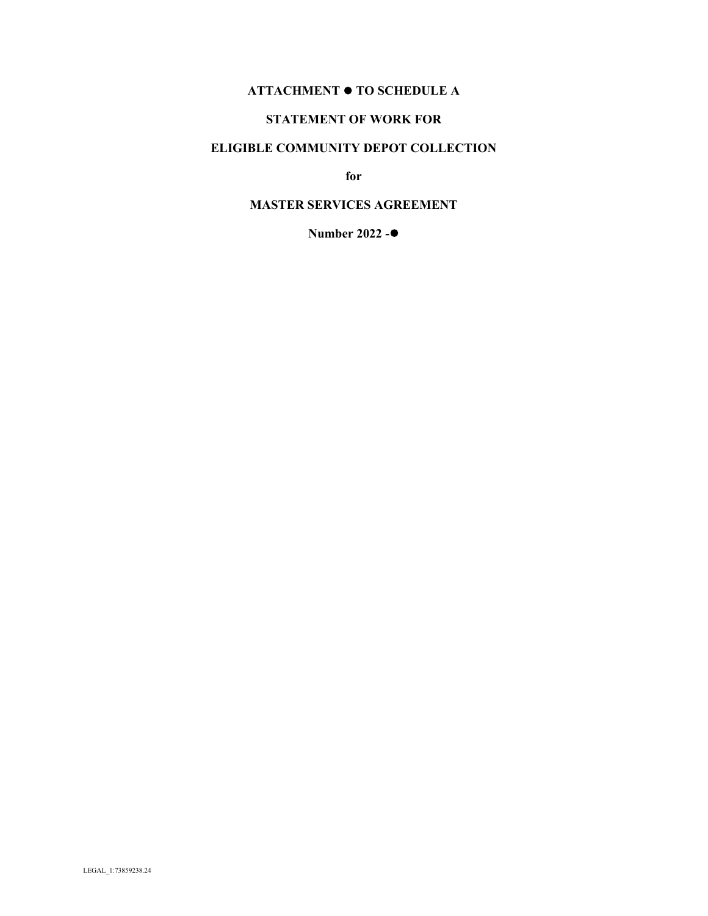# ATTACHMENT ● TO SCHEDULE A

# STATEMENT OF WORK FOR

# ELIGIBLE COMMUNITY DEPOT COLLECTION

**for**

# MASTER SERVICES AGREEMENT

**Number 2022 -●**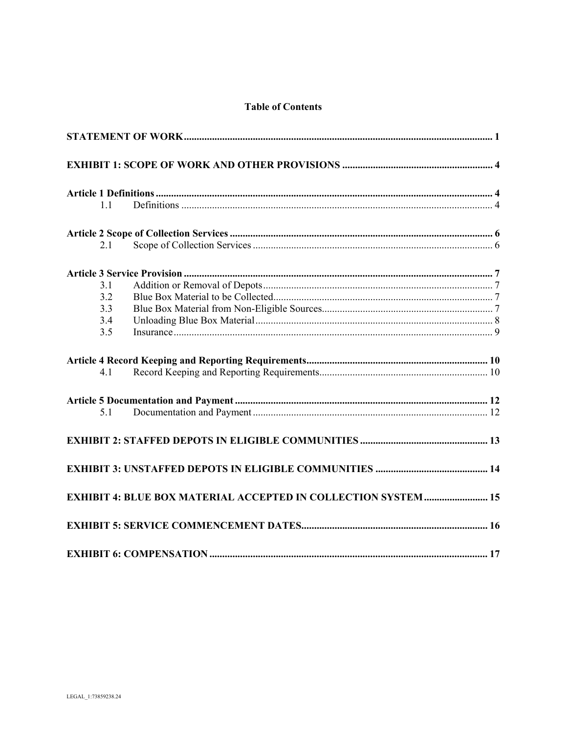# Table of Contents

**STATEMENT OF WORK** .......... 1

**EXHIBIT 1: SCOPE OF WORK AND OTHER PROVISIONS** .......... 4

**Article 1 Definitions** .......... 4
- 1.1 Definitions .......... 4

**Article 2 Scope of Collection Services** .......... 6
- 2.1 Scope of Collection Services .......... 6

**Article 3 Service Provision** .......... 7
- 3.1 Addition or Removal of Depots .......... 7
- 3.2 Blue Box Material to be Collected .......... 7
- 3.3 Blue Box Material from Non-Eligible Sources .......... 7
- 3.4 Unloading Blue Box Material .......... 8
- 3.5 Insurance .......... 9

**Article 4 Record Keeping and Reporting Requirements** .......... 10
- 4.1 Record Keeping and Reporting Requirements .......... 10

**Article 5 Documentation and Payment** .......... 12
- 5.1 Documentation and Payment .......... 12

**EXHIBIT 2: STAFFED DEPOTS IN ELIGIBLE COMMUNITIES** .......... 13

**EXHIBIT 3: UNSTAFFED DEPOTS IN ELIGIBLE COMMUNITIES** .......... 14

**EXHIBIT 4: BLUE BOX MATERIAL ACCEPTED IN COLLECTION SYSTEM** .......... 15

**EXHIBIT 5: SERVICE COMMENCEMENT DATES** .......... 16

**EXHIBIT 6: COMPENSATION** .......... 17

LEGAL_1:73859238.24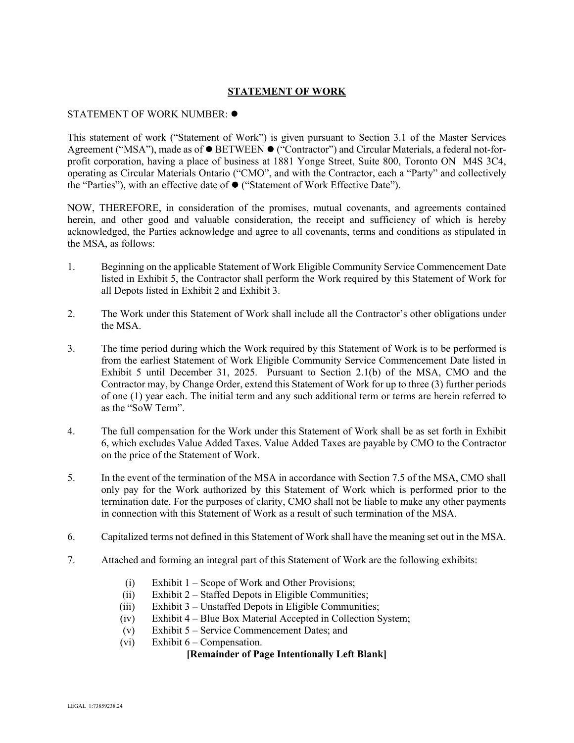# STATEMENT OF WORK

STATEMENT OF WORK NUMBER: ●

This statement of work ("Statement of Work") is given pursuant to Section 3.1 of the Master Services Agreement ("MSA"), made as of ● BETWEEN ● ("Contractor") and Circular Materials, a federal not-for-profit corporation, having a place of business at 1881 Yonge Street, Suite 800, Toronto ON M4S 3C4, operating as Circular Materials Ontario ("CMO", and with the Contractor, each a "Party" and collectively the "Parties"), with an effective date of ● ("Statement of Work Effective Date").

NOW, THEREFORE, in consideration of the promises, mutual covenants, and agreements contained herein, and other good and valuable consideration, the receipt and sufficiency of which is hereby acknowledged, the Parties acknowledge and agree to all covenants, terms and conditions as stipulated in the MSA, as follows:

1. Beginning on the applicable Statement of Work Eligible Community Service Commencement Date listed in Exhibit 5, the Contractor shall perform the Work required by this Statement of Work for all Depots listed in Exhibit 2 and Exhibit 3.

2. The Work under this Statement of Work shall include all the Contractor's other obligations under the MSA.

3. The time period during which the Work required by this Statement of Work is to be performed is from the earliest Statement of Work Eligible Community Service Commencement Date listed in Exhibit 5 until December 31, 2025. Pursuant to Section 2.1(b) of the MSA, CMO and the Contractor may, by Change Order, extend this Statement of Work for up to three (3) further periods of one (1) year each. The initial term and any such additional term or terms are herein referred to as the "SoW Term".

4. The full compensation for the Work under this Statement of Work shall be as set forth in Exhibit 6, which excludes Value Added Taxes. Value Added Taxes are payable by CMO to the Contractor on the price of the Statement of Work.

5. In the event of the termination of the MSA in accordance with Section 7.5 of the MSA, CMO shall only pay for the Work authorized by this Statement of Work which is performed prior to the termination date. For the purposes of clarity, CMO shall not be liable to make any other payments in connection with this Statement of Work as a result of such termination of the MSA.

6. Capitalized terms not defined in this Statement of Work shall have the meaning set out in the MSA.

7. Attached and forming an integral part of this Statement of Work are the following exhibits:

   (i) Exhibit 1 – Scope of Work and Other Provisions;
   (ii) Exhibit 2 – Staffed Depots in Eligible Communities;
   (iii) Exhibit 3 – Unstaffed Depots in Eligible Communities;
   (iv) Exhibit 4 – Blue Box Material Accepted in Collection System;
   (v) Exhibit 5 – Service Commencement Dates; and
   (vi) Exhibit 6 – Compensation.

**[Remainder of Page Intentionally Left Blank]**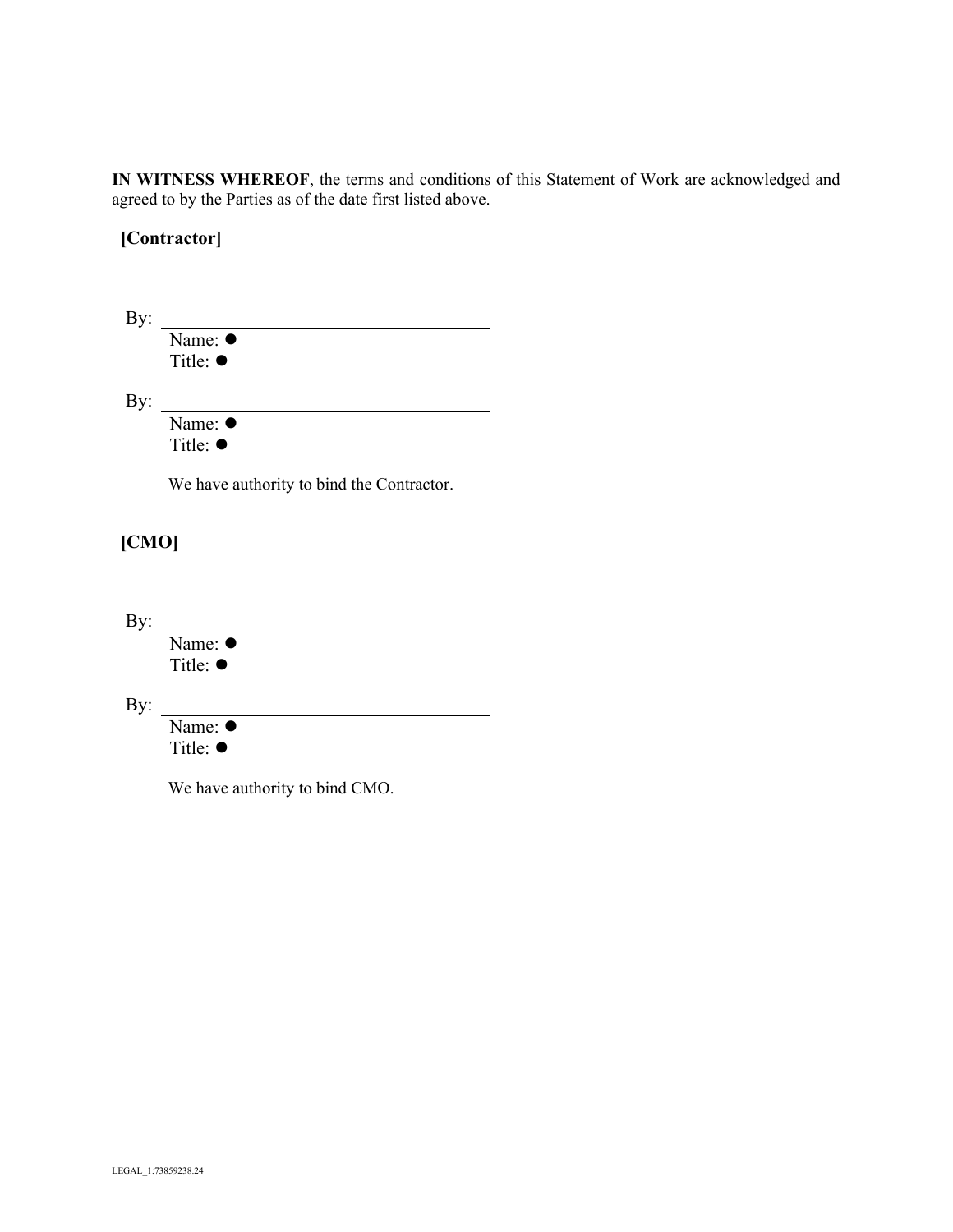**IN WITNESS WHEREOF**, the terms and conditions of this Statement of Work are acknowledged and agreed to by the Parties as of the date first listed above.

**[Contractor]**

By: \_\_\_\_\_\_\_\_\_\_\_\_\_\_\_\_\_\_\_\_\_\_\_\_\_\_\_\_\_\_\_\_\_\_

Name: ●

Title: ●

By: \_\_\_\_\_\_\_\_\_\_\_\_\_\_\_\_\_\_\_\_\_\_\_\_\_\_\_\_\_\_\_\_\_\_

Name: ●

Title: ●

We have authority to bind the Contractor.

**[CMO]**

By: \_\_\_\_\_\_\_\_\_\_\_\_\_\_\_\_\_\_\_\_\_\_\_\_\_\_\_\_\_\_\_\_\_\_

Name: ●

Title: ●

By: \_\_\_\_\_\_\_\_\_\_\_\_\_\_\_\_\_\_\_\_\_\_\_\_\_\_\_\_\_\_\_\_\_\_

Name: ●

Title: ●

We have authority to bind CMO.

LEGAL_1:73859238.24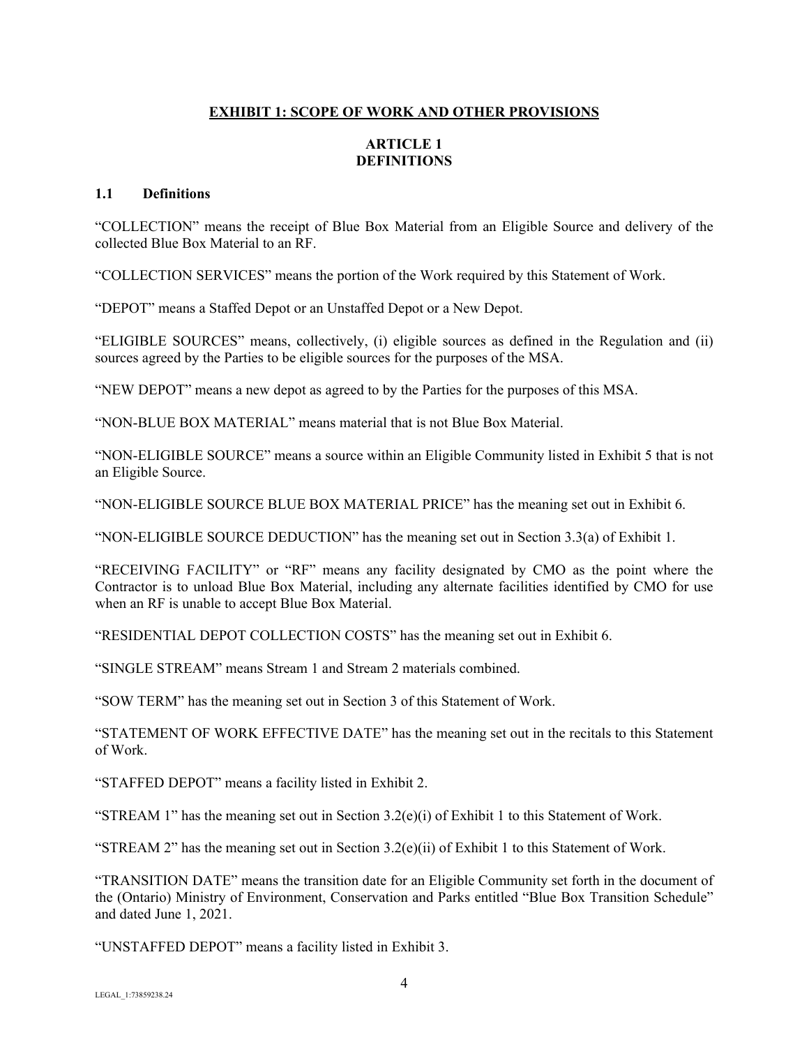# EXHIBIT 1: SCOPE OF WORK AND OTHER PROVISIONS

## ARTICLE 1
## DEFINITIONS

### 1.1 Definitions

“COLLECTION” means the receipt of Blue Box Material from an Eligible Source and delivery of the collected Blue Box Material to an RF.

“COLLECTION SERVICES” means the portion of the Work required by this Statement of Work.

“DEPOT” means a Staffed Depot or an Unstaffed Depot or a New Depot.

“ELIGIBLE SOURCES” means, collectively, (i) eligible sources as defined in the Regulation and (ii) sources agreed by the Parties to be eligible sources for the purposes of the MSA.

“NEW DEPOT” means a new depot as agreed to by the Parties for the purposes of this MSA.

“NON-BLUE BOX MATERIAL” means material that is not Blue Box Material.

“NON-ELIGIBLE SOURCE” means a source within an Eligible Community listed in Exhibit 5 that is not an Eligible Source.

“NON-ELIGIBLE SOURCE BLUE BOX MATERIAL PRICE” has the meaning set out in Exhibit 6.

“NON-ELIGIBLE SOURCE DEDUCTION” has the meaning set out in Section 3.3(a) of Exhibit 1.

“RECEIVING FACILITY” or “RF” means any facility designated by CMO as the point where the Contractor is to unload Blue Box Material, including any alternate facilities identified by CMO for use when an RF is unable to accept Blue Box Material.

“RESIDENTIAL DEPOT COLLECTION COSTS” has the meaning set out in Exhibit 6.

“SINGLE STREAM” means Stream 1 and Stream 2 materials combined.

“SOW TERM” has the meaning set out in Section 3 of this Statement of Work.

“STATEMENT OF WORK EFFECTIVE DATE” has the meaning set out in the recitals to this Statement of Work.

“STAFFED DEPOT” means a facility listed in Exhibit 2.

“STREAM 1” has the meaning set out in Section 3.2(e)(i) of Exhibit 1 to this Statement of Work.

“STREAM 2” has the meaning set out in Section 3.2(e)(ii) of Exhibit 1 to this Statement of Work.

“TRANSITION DATE” means the transition date for an Eligible Community set forth in the document of the (Ontario) Ministry of Environment, Conservation and Parks entitled “Blue Box Transition Schedule” and dated June 1, 2021.

“UNSTAFFED DEPOT” means a facility listed in Exhibit 3.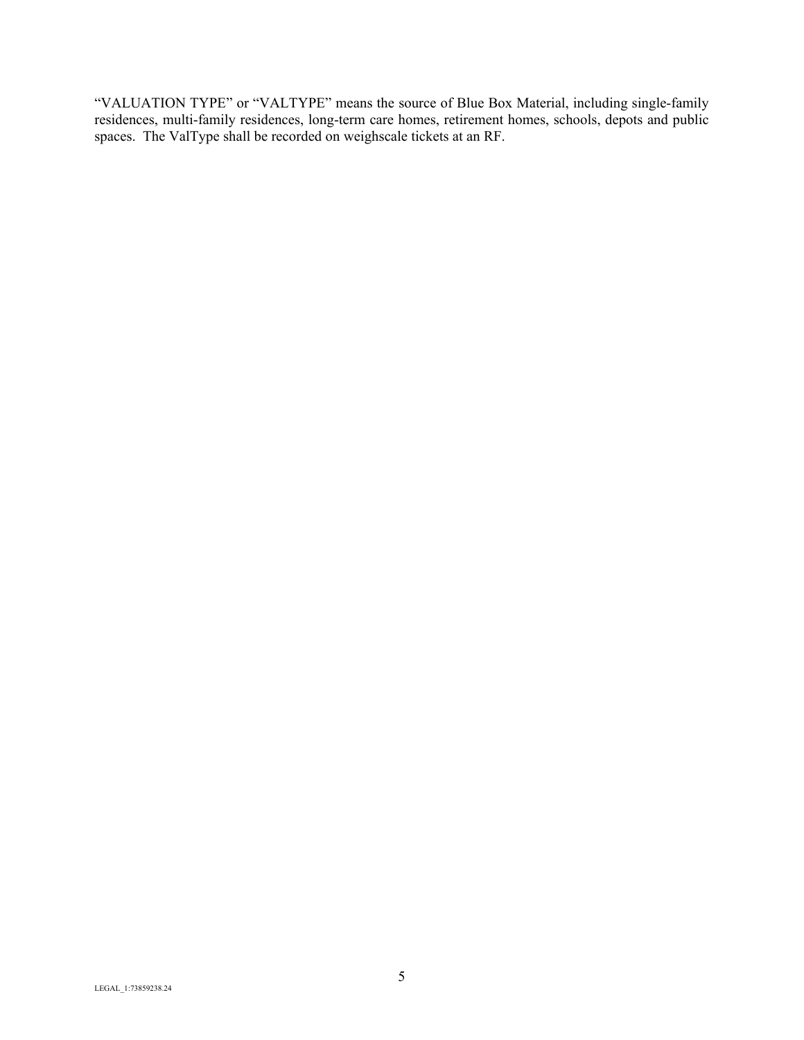"VALUATION TYPE" or "VALTYPE" means the source of Blue Box Material, including single-family residences, multi-family residences, long-term care homes, retirement homes, schools, depots and public spaces. The ValType shall be recorded on weighscale tickets at an RF.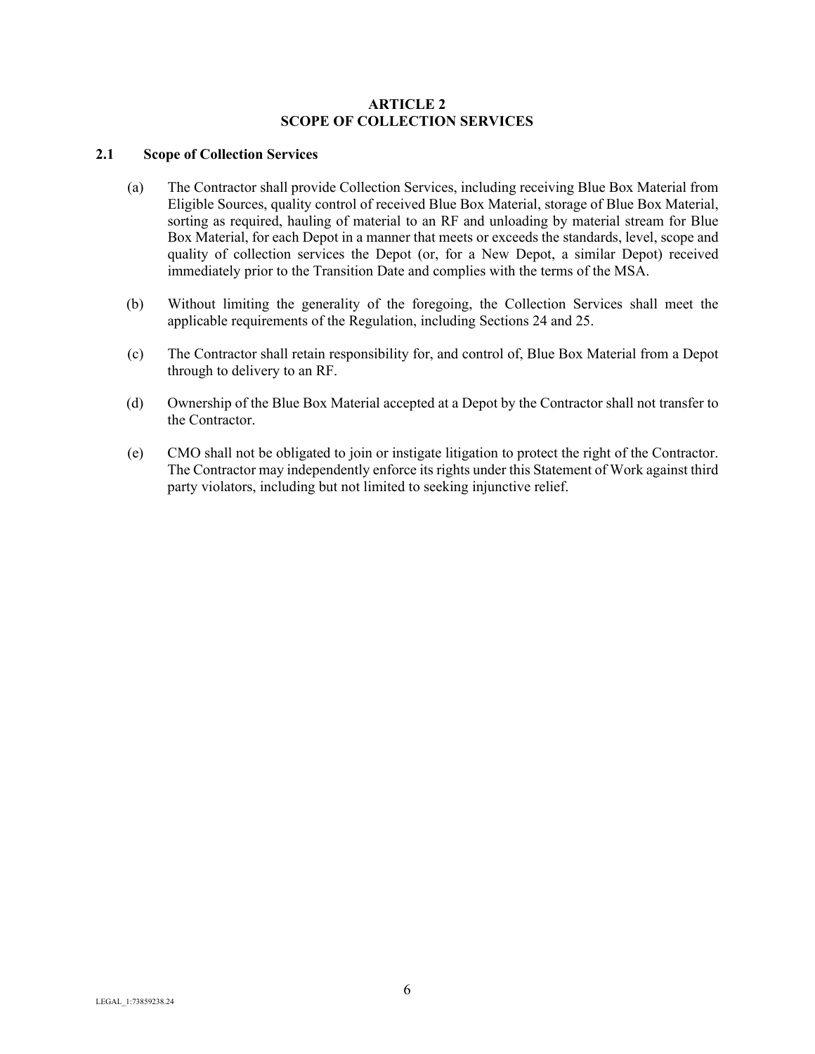# ARTICLE 2
# SCOPE OF COLLECTION SERVICES

## 2.1 Scope of Collection Services

(a) The Contractor shall provide Collection Services, including receiving Blue Box Material from Eligible Sources, quality control of received Blue Box Material, storage of Blue Box Material, sorting as required, hauling of material to an RF and unloading by material stream for Blue Box Material, for each Depot in a manner that meets or exceeds the standards, level, scope and quality of collection services the Depot (or, for a New Depot, a similar Depot) received immediately prior to the Transition Date and complies with the terms of the MSA.

(b) Without limiting the generality of the foregoing, the Collection Services shall meet the applicable requirements of the Regulation, including Sections 24 and 25.

(c) The Contractor shall retain responsibility for, and control of, Blue Box Material from a Depot through to delivery to an RF.

(d) Ownership of the Blue Box Material accepted at a Depot by the Contractor shall not transfer to the Contractor.

(e) CMO shall not be obligated to join or instigate litigation to protect the right of the Contractor. The Contractor may independently enforce its rights under this Statement of Work against third party violators, including but not limited to seeking injunctive relief.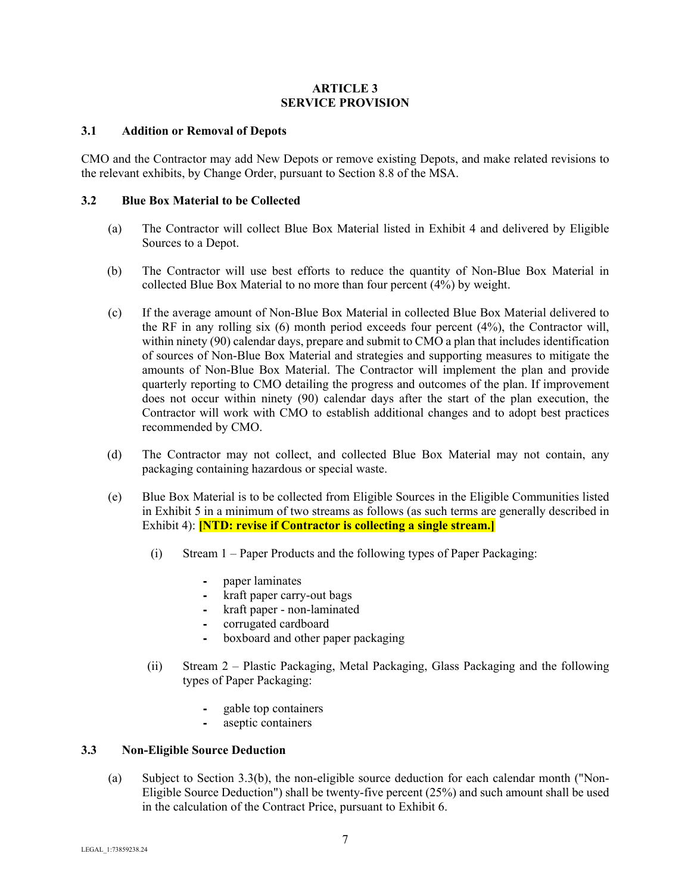## ARTICLE 3
## SERVICE PROVISION

### 3.1 Addition or Removal of Depots

CMO and the Contractor may add New Depots or remove existing Depots, and make related revisions to the relevant exhibits, by Change Order, pursuant to Section 8.8 of the MSA.

### 3.2 Blue Box Material to be Collected

(a) The Contractor will collect Blue Box Material listed in Exhibit 4 and delivered by Eligible Sources to a Depot.

(b) The Contractor will use best efforts to reduce the quantity of Non-Blue Box Material in collected Blue Box Material to no more than four percent (4%) by weight.

(c) If the average amount of Non-Blue Box Material in collected Blue Box Material delivered to the RF in any rolling six (6) month period exceeds four percent (4%), the Contractor will, within ninety (90) calendar days, prepare and submit to CMO a plan that includes identification of sources of Non-Blue Box Material and strategies and supporting measures to mitigate the amounts of Non-Blue Box Material. The Contractor will implement the plan and provide quarterly reporting to CMO detailing the progress and outcomes of the plan. If improvement does not occur within ninety (90) calendar days after the start of the plan execution, the Contractor will work with CMO to establish additional changes and to adopt best practices recommended by CMO.

(d) The Contractor may not collect, and collected Blue Box Material may not contain, any packaging containing hazardous or special waste.

(e) Blue Box Material is to be collected from Eligible Sources in the Eligible Communities listed in Exhibit 5 in a minimum of two streams as follows (as such terms are generally described in Exhibit 4): **[NTD: revise if Contractor is collecting a single stream.]**

   (i) Stream 1 – Paper Products and the following types of Paper Packaging:

   - paper laminates
   - kraft paper carry-out bags
   - kraft paper - non-laminated
   - corrugated cardboard
   - boxboard and other paper packaging

   (ii) Stream 2 – Plastic Packaging, Metal Packaging, Glass Packaging and the following types of Paper Packaging:

   - gable top containers
   - aseptic containers

### 3.3 Non-Eligible Source Deduction

(a) Subject to Section 3.3(b), the non-eligible source deduction for each calendar month ("Non-Eligible Source Deduction") shall be twenty-five percent (25%) and such amount shall be used in the calculation of the Contract Price, pursuant to Exhibit 6.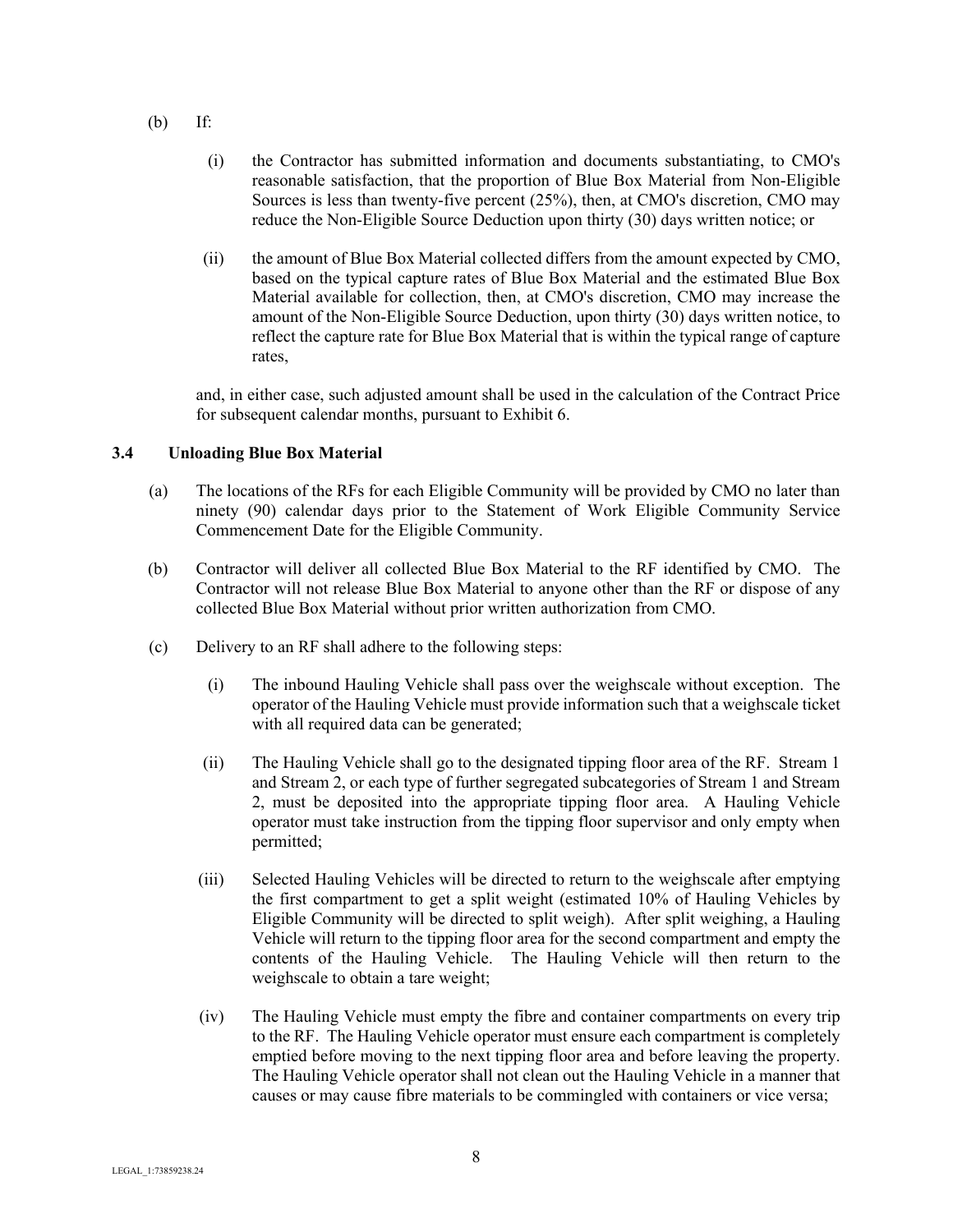(b) If:

   (i) the Contractor has submitted information and documents substantiating, to CMO's reasonable satisfaction, that the proportion of Blue Box Material from Non-Eligible Sources is less than twenty-five percent (25%), then, at CMO's discretion, CMO may reduce the Non-Eligible Source Deduction upon thirty (30) days written notice; or

   (ii) the amount of Blue Box Material collected differs from the amount expected by CMO, based on the typical capture rates of Blue Box Material and the estimated Blue Box Material available for collection, then, at CMO's discretion, CMO may increase the amount of the Non-Eligible Source Deduction, upon thirty (30) days written notice, to reflect the capture rate for Blue Box Material that is within the typical range of capture rates,

   and, in either case, such adjusted amount shall be used in the calculation of the Contract Price for subsequent calendar months, pursuant to Exhibit 6.

### 3.4 Unloading Blue Box Material

(a) The locations of the RFs for each Eligible Community will be provided by CMO no later than ninety (90) calendar days prior to the Statement of Work Eligible Community Service Commencement Date for the Eligible Community.

(b) Contractor will deliver all collected Blue Box Material to the RF identified by CMO. The Contractor will not release Blue Box Material to anyone other than the RF or dispose of any collected Blue Box Material without prior written authorization from CMO.

(c) Delivery to an RF shall adhere to the following steps:

   (i) The inbound Hauling Vehicle shall pass over the weighscale without exception. The operator of the Hauling Vehicle must provide information such that a weighscale ticket with all required data can be generated;

   (ii) The Hauling Vehicle shall go to the designated tipping floor area of the RF. Stream 1 and Stream 2, or each type of further segregated subcategories of Stream 1 and Stream 2, must be deposited into the appropriate tipping floor area. A Hauling Vehicle operator must take instruction from the tipping floor supervisor and only empty when permitted;

   (iii) Selected Hauling Vehicles will be directed to return to the weighscale after emptying the first compartment to get a split weight (estimated 10% of Hauling Vehicles by Eligible Community will be directed to split weigh). After split weighing, a Hauling Vehicle will return to the tipping floor area for the second compartment and empty the contents of the Hauling Vehicle. The Hauling Vehicle will then return to the weighscale to obtain a tare weight;

   (iv) The Hauling Vehicle must empty the fibre and container compartments on every trip to the RF. The Hauling Vehicle operator must ensure each compartment is completely emptied before moving to the next tipping floor area and before leaving the property. The Hauling Vehicle operator shall not clean out the Hauling Vehicle in a manner that causes or may cause fibre materials to be commingled with containers or vice versa;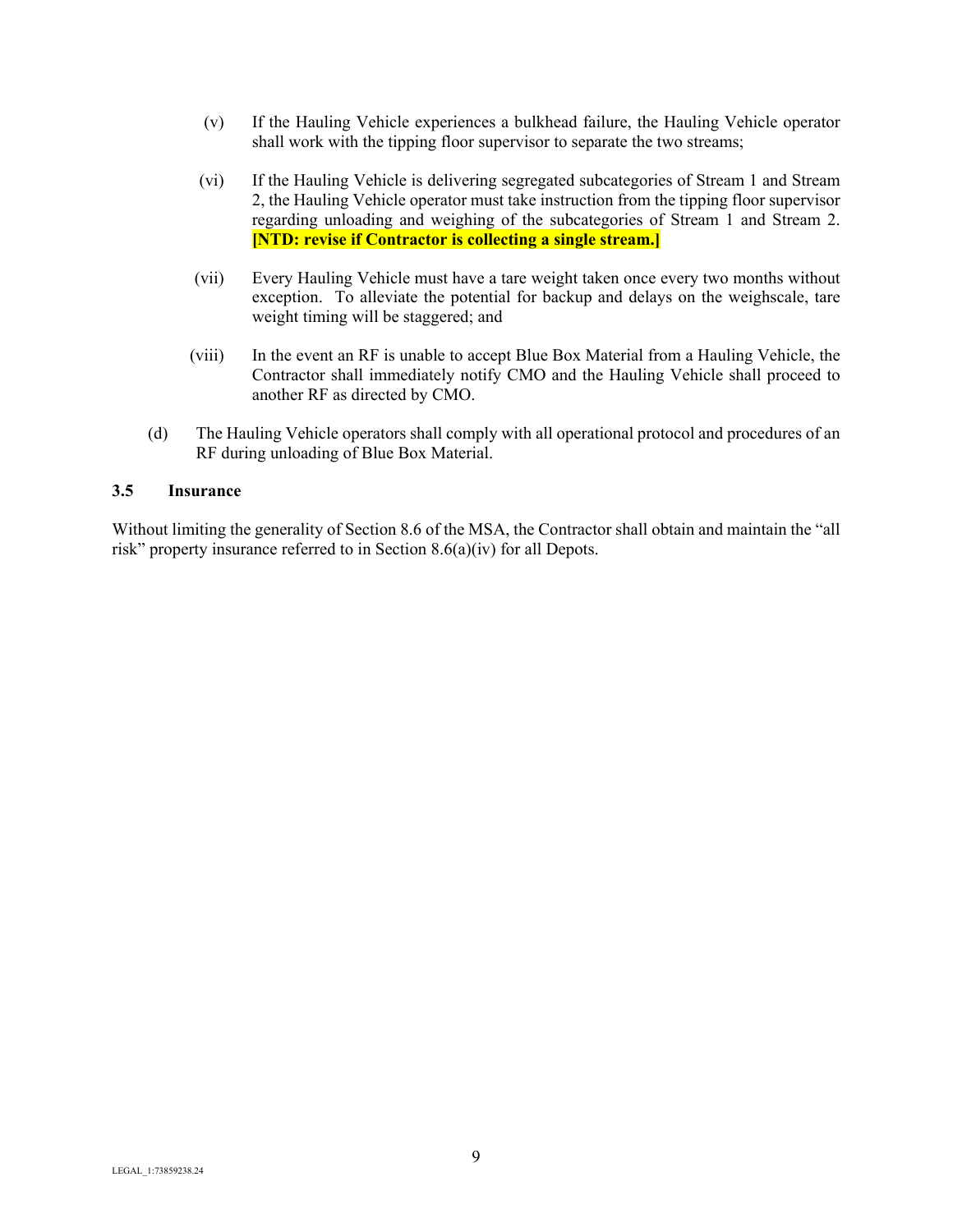(v) If the Hauling Vehicle experiences a bulkhead failure, the Hauling Vehicle operator shall work with the tipping floor supervisor to separate the two streams;

(vi) If the Hauling Vehicle is delivering segregated subcategories of Stream 1 and Stream 2, the Hauling Vehicle operator must take instruction from the tipping floor supervisor regarding unloading and weighing of the subcategories of Stream 1 and Stream 2. **[NTD: revise if Contractor is collecting a single stream.]**

(vii) Every Hauling Vehicle must have a tare weight taken once every two months without exception. To alleviate the potential for backup and delays on the weighscale, tare weight timing will be staggered; and

(viii) In the event an RF is unable to accept Blue Box Material from a Hauling Vehicle, the Contractor shall immediately notify CMO and the Hauling Vehicle shall proceed to another RF as directed by CMO.

(d) The Hauling Vehicle operators shall comply with all operational protocol and procedures of an RF during unloading of Blue Box Material.

### 3.5 Insurance

Without limiting the generality of Section 8.6 of the MSA, the Contractor shall obtain and maintain the "all risk" property insurance referred to in Section 8.6(a)(iv) for all Depots.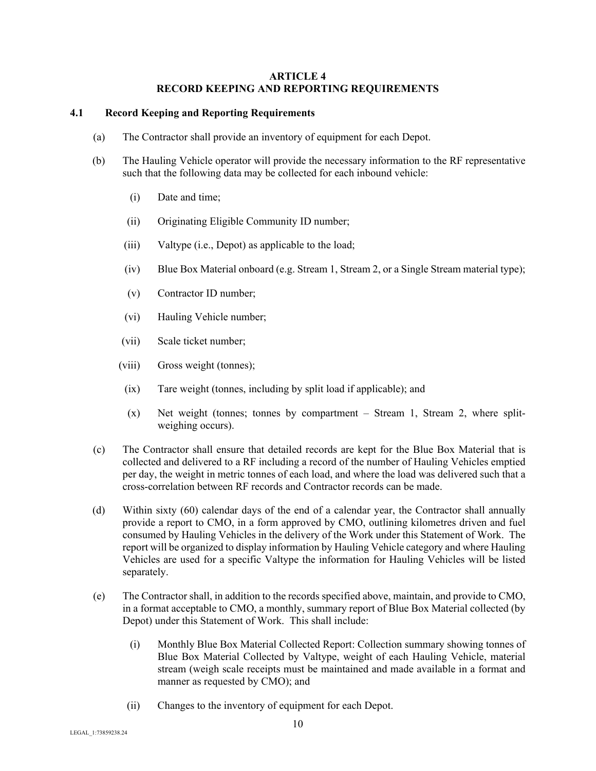# ARTICLE 4
# RECORD KEEPING AND REPORTING REQUIREMENTS

## 4.1 Record Keeping and Reporting Requirements

(a) The Contractor shall provide an inventory of equipment for each Depot.

(b) The Hauling Vehicle operator will provide the necessary information to the RF representative such that the following data may be collected for each inbound vehicle:

(i) Date and time;

(ii) Originating Eligible Community ID number;

(iii) Valtype (i.e., Depot) as applicable to the load;

(iv) Blue Box Material onboard (e.g. Stream 1, Stream 2, or a Single Stream material type);

(v) Contractor ID number;

(vi) Hauling Vehicle number;

(vii) Scale ticket number;

(viii) Gross weight (tonnes);

(ix) Tare weight (tonnes, including by split load if applicable); and

(x) Net weight (tonnes; tonnes by compartment – Stream 1, Stream 2, where split-weighing occurs).

(c) The Contractor shall ensure that detailed records are kept for the Blue Box Material that is collected and delivered to a RF including a record of the number of Hauling Vehicles emptied per day, the weight in metric tonnes of each load, and where the load was delivered such that a cross-correlation between RF records and Contractor records can be made.

(d) Within sixty (60) calendar days of the end of a calendar year, the Contractor shall annually provide a report to CMO, in a form approved by CMO, outlining kilometres driven and fuel consumed by Hauling Vehicles in the delivery of the Work under this Statement of Work. The report will be organized to display information by Hauling Vehicle category and where Hauling Vehicles are used for a specific Valtype the information for Hauling Vehicles will be listed separately.

(e) The Contractor shall, in addition to the records specified above, maintain, and provide to CMO, in a format acceptable to CMO, a monthly, summary report of Blue Box Material collected (by Depot) under this Statement of Work. This shall include:

(i) Monthly Blue Box Material Collected Report: Collection summary showing tonnes of Blue Box Material Collected by Valtype, weight of each Hauling Vehicle, material stream (weigh scale receipts must be maintained and made available in a format and manner as requested by CMO); and

(ii) Changes to the inventory of equipment for each Depot.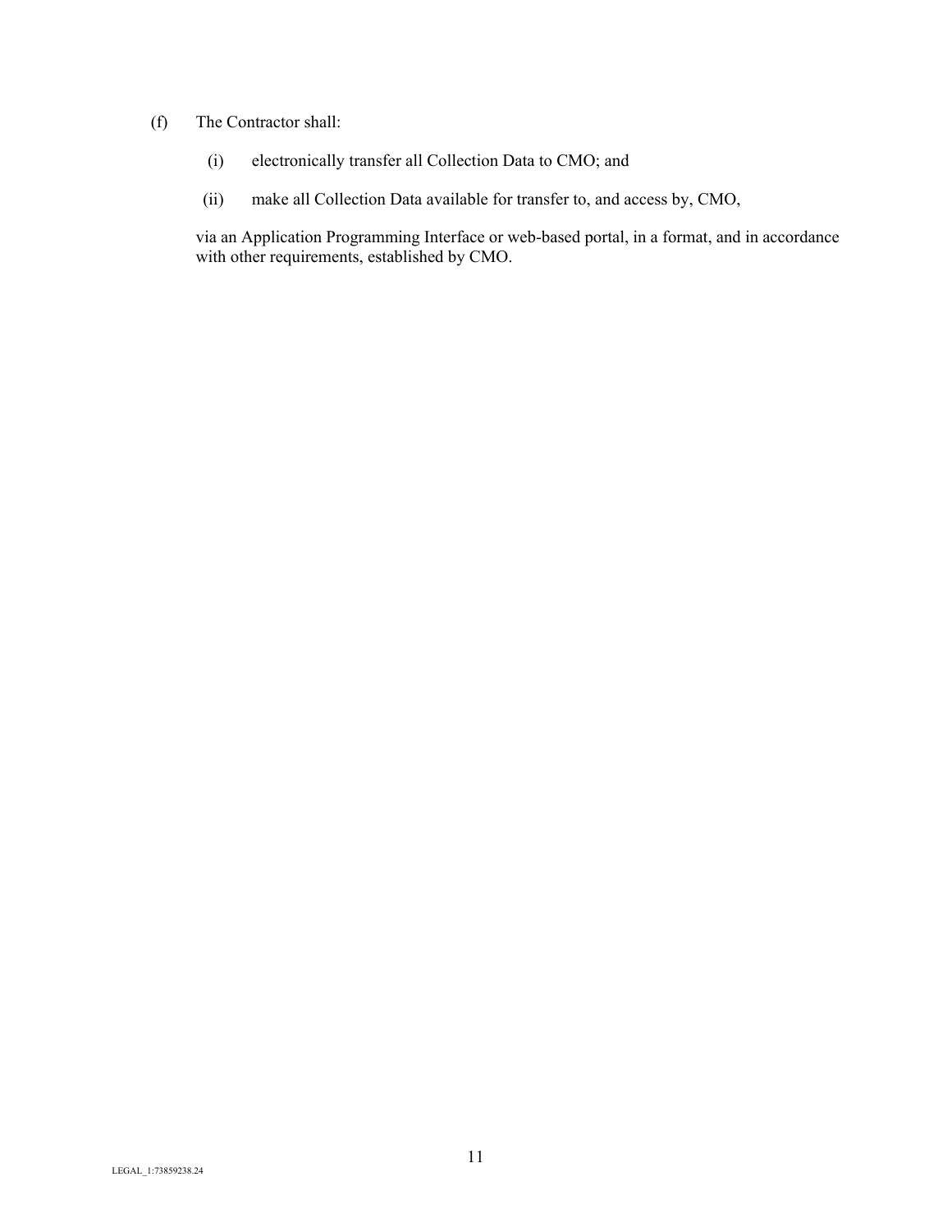(f) The Contractor shall:

(i) electronically transfer all Collection Data to CMO; and

(ii) make all Collection Data available for transfer to, and access by, CMO,

via an Application Programming Interface or web-based portal, in a format, and in accordance with other requirements, established by CMO.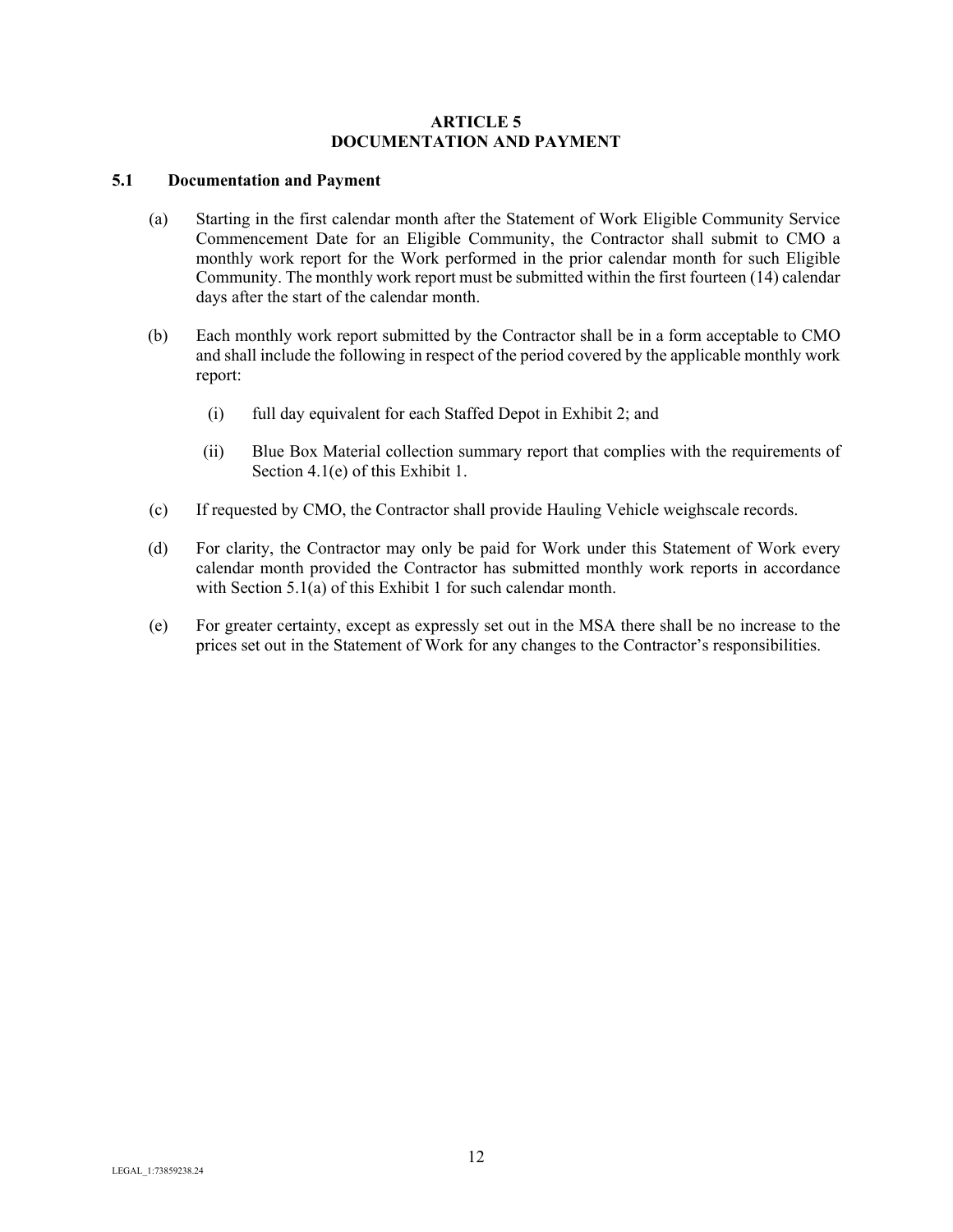# ARTICLE 5
# DOCUMENTATION AND PAYMENT

## 5.1 Documentation and Payment

(a) Starting in the first calendar month after the Statement of Work Eligible Community Service Commencement Date for an Eligible Community, the Contractor shall submit to CMO a monthly work report for the Work performed in the prior calendar month for such Eligible Community. The monthly work report must be submitted within the first fourteen (14) calendar days after the start of the calendar month.

(b) Each monthly work report submitted by the Contractor shall be in a form acceptable to CMO and shall include the following in respect of the period covered by the applicable monthly work report:

(i) full day equivalent for each Staffed Depot in Exhibit 2; and

(ii) Blue Box Material collection summary report that complies with the requirements of Section 4.1(e) of this Exhibit 1.

(c) If requested by CMO, the Contractor shall provide Hauling Vehicle weighscale records.

(d) For clarity, the Contractor may only be paid for Work under this Statement of Work every calendar month provided the Contractor has submitted monthly work reports in accordance with Section 5.1(a) of this Exhibit 1 for such calendar month.

(e) For greater certainty, except as expressly set out in the MSA there shall be no increase to the prices set out in the Statement of Work for any changes to the Contractor's responsibilities.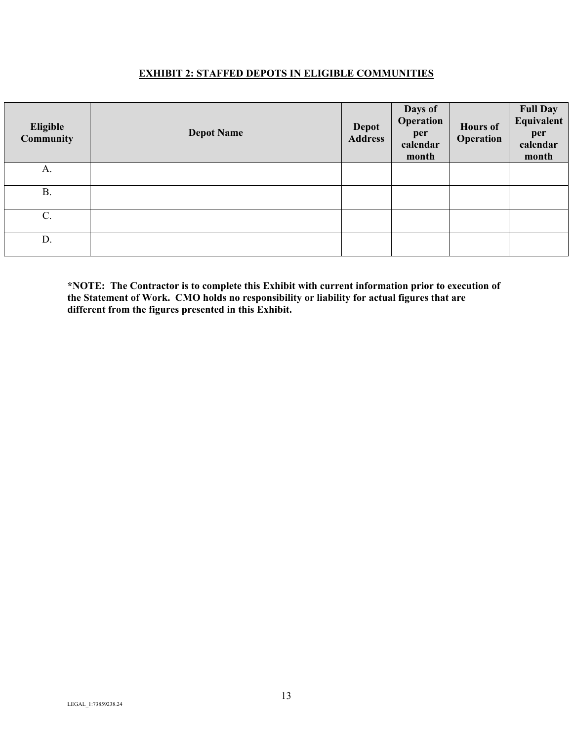## EXHIBIT 2: STAFFED DEPOTS IN ELIGIBLE COMMUNITIES

| Eligible Community | Depot Name | Depot Address | Days of Operation per calendar month | Hours of Operation | Full Day Equivalent per calendar month |
|---|---|---|---|---|---|
| A. | | | | | |
| B. | | | | | |
| C. | | | | | |
| D. | | | | | |

**\*NOTE: The Contractor is to complete this Exhibit with current information prior to execution of the Statement of Work. CMO holds no responsibility or liability for actual figures that are different from the figures presented in this Exhibit.**

LEGAL_1:73859238.24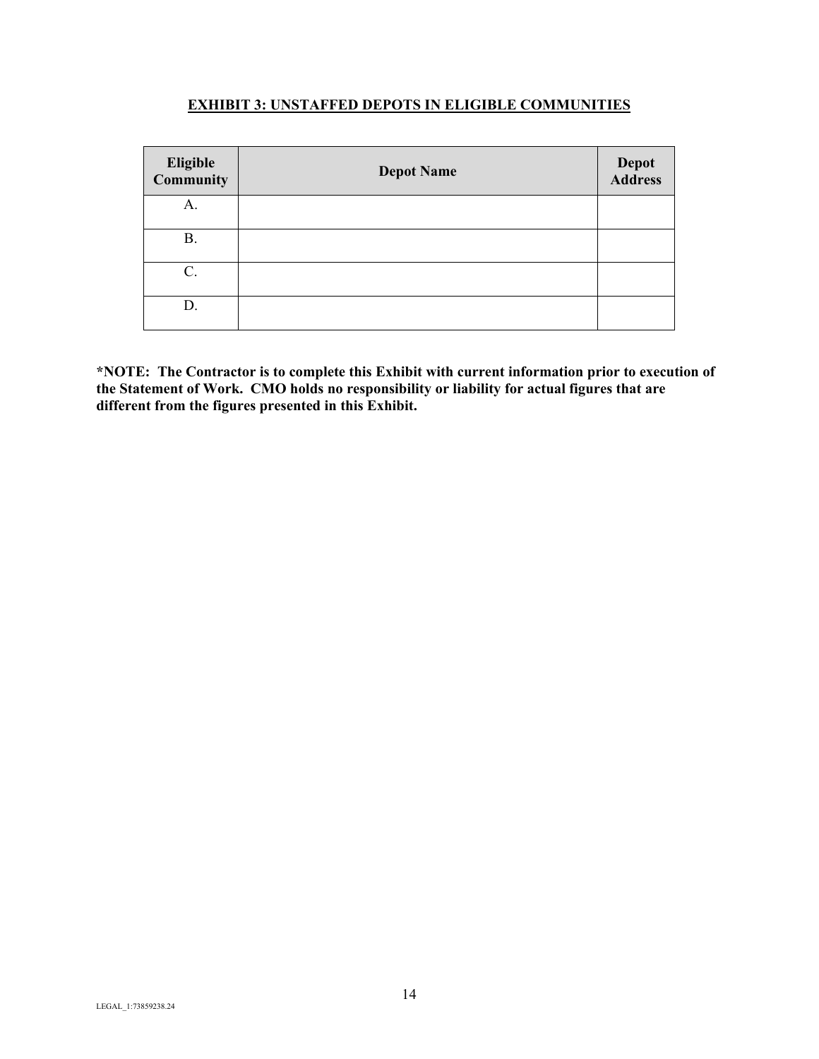## EXHIBIT 3: UNSTAFFED DEPOTS IN ELIGIBLE COMMUNITIES

| Eligible Community | Depot Name | Depot Address |
| --- | --- | --- |
| A. | | |
| B. | | |
| C. | | |
| D. | | |

**\*NOTE: The Contractor is to complete this Exhibit with current information prior to execution of the Statement of Work. CMO holds no responsibility or liability for actual figures that are different from the figures presented in this Exhibit.**

LEGAL_1:73859238.24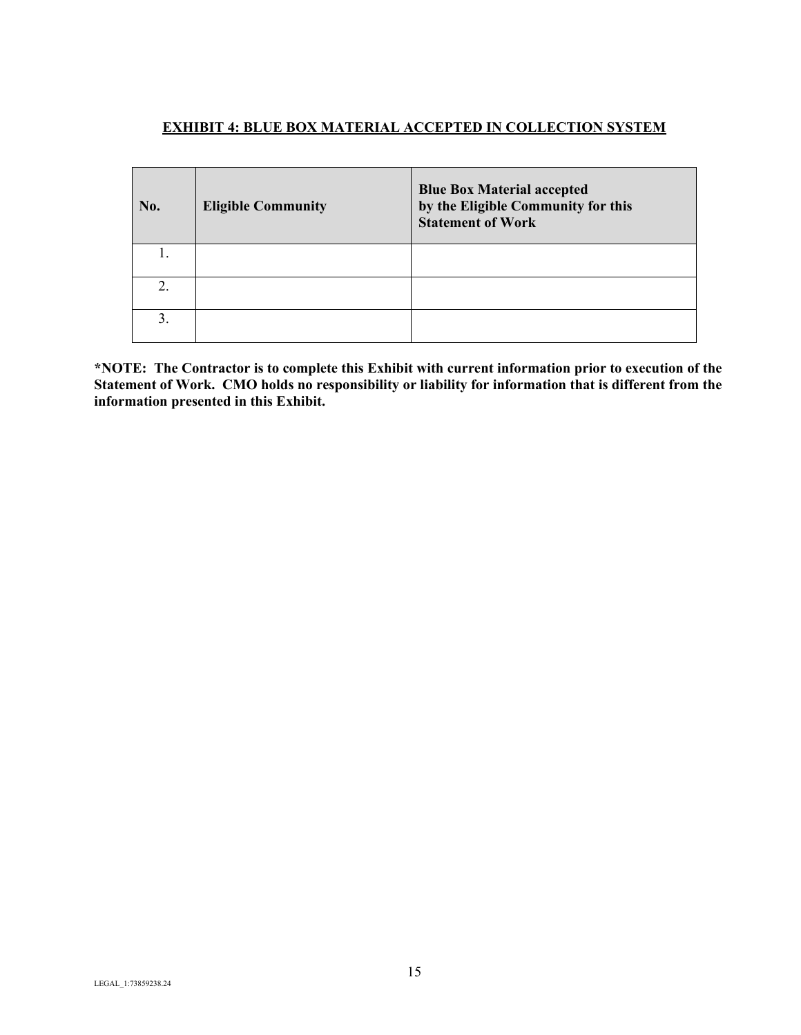## EXHIBIT 4: BLUE BOX MATERIAL ACCEPTED IN COLLECTION SYSTEM

| No. | Eligible Community | Blue Box Material accepted by the Eligible Community for this Statement of Work |
|---|---|---|
| 1. | | |
| 2. | | |
| 3. | | |

**\*NOTE: The Contractor is to complete this Exhibit with current information prior to execution of the Statement of Work. CMO holds no responsibility or liability for information that is different from the information presented in this Exhibit.**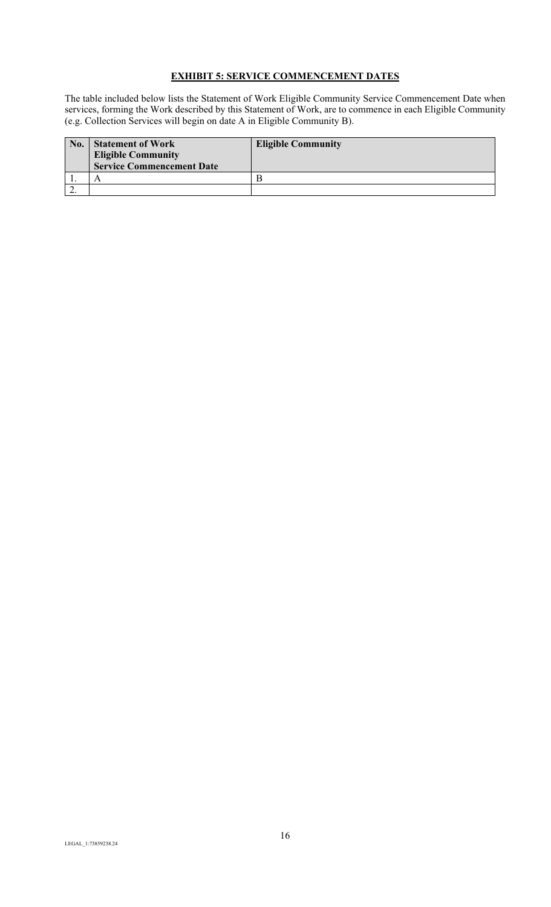## **EXHIBIT 5: SERVICE COMMENCEMENT DATES**

The table included below lists the Statement of Work Eligible Community Service Commencement Date when services, forming the Work described by this Statement of Work, are to commence in each Eligible Community (e.g. Collection Services will begin on date A in Eligible Community B).

| No. | Statement of Work Eligible Community Service Commencement Date | Eligible Community |
|---|---|---|
| 1. | A | B |
| 2. | | |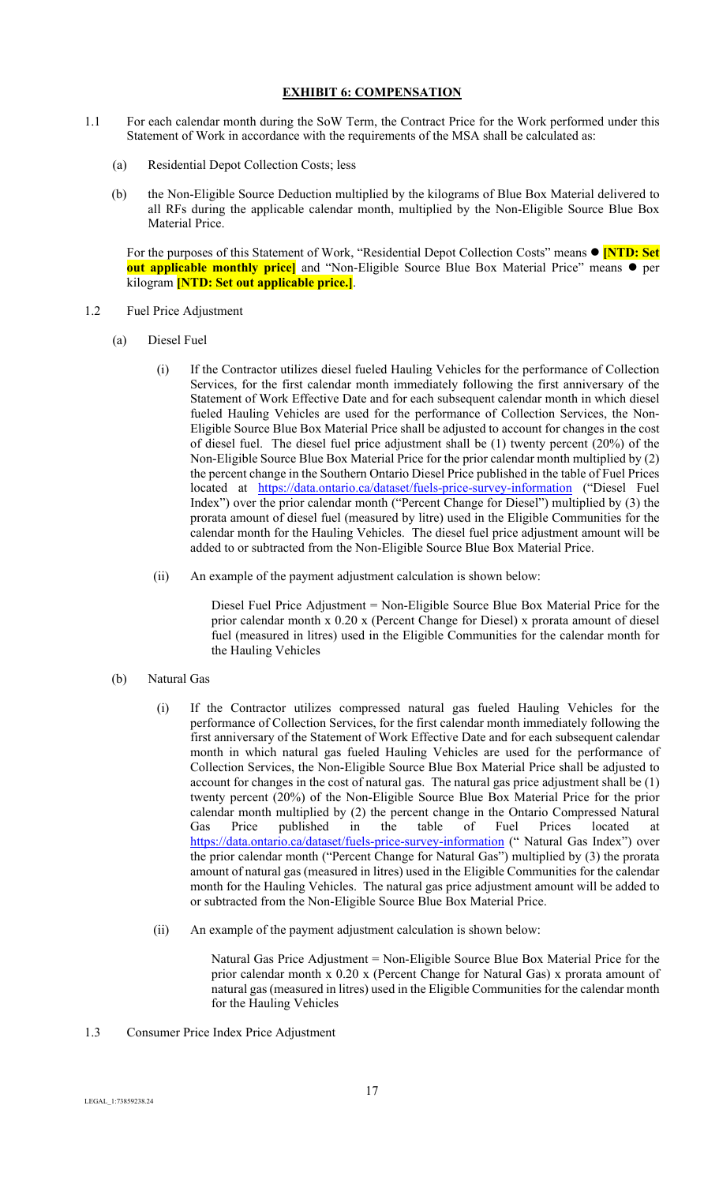## EXHIBIT 6: COMPENSATION

1.1 For each calendar month during the SoW Term, the Contract Price for the Work performed under this Statement of Work in accordance with the requirements of the MSA shall be calculated as:

(a) Residential Depot Collection Costs; less

(b) the Non-Eligible Source Deduction multiplied by the kilograms of Blue Box Material delivered to all RFs during the applicable calendar month, multiplied by the Non-Eligible Source Blue Box Material Price.

For the purposes of this Statement of Work, "Residential Depot Collection Costs" means ● **[NTD: Set out applicable monthly price]** and "Non-Eligible Source Blue Box Material Price" means ● per kilogram **[NTD: Set out applicable price.]**.

1.2 Fuel Price Adjustment

(a) Diesel Fuel

(i) If the Contractor utilizes diesel fueled Hauling Vehicles for the performance of Collection Services, for the first calendar month immediately following the first anniversary of the Statement of Work Effective Date and for each subsequent calendar month in which diesel fueled Hauling Vehicles are used for the performance of Collection Services, the Non-Eligible Source Blue Box Material Price shall be adjusted to account for changes in the cost of diesel fuel. The diesel fuel price adjustment shall be (1) twenty percent (20%) of the Non-Eligible Source Blue Box Material Price for the prior calendar month multiplied by (2) the percent change in the Southern Ontario Diesel Price published in the table of Fuel Prices located at https://data.ontario.ca/dataset/fuels-price-survey-information ("Diesel Fuel Index") over the prior calendar month ("Percent Change for Diesel") multiplied by (3) the prorata amount of diesel fuel (measured by litre) used in the Eligible Communities for the calendar month for the Hauling Vehicles. The diesel fuel price adjustment amount will be added to or subtracted from the Non-Eligible Source Blue Box Material Price.

(ii) An example of the payment adjustment calculation is shown below:

Diesel Fuel Price Adjustment = Non-Eligible Source Blue Box Material Price for the prior calendar month x 0.20 x (Percent Change for Diesel) x prorata amount of diesel fuel (measured in litres) used in the Eligible Communities for the calendar month for the Hauling Vehicles

(b) Natural Gas

(i) If the Contractor utilizes compressed natural gas fueled Hauling Vehicles for the performance of Collection Services, for the first calendar month immediately following the first anniversary of the Statement of Work Effective Date and for each subsequent calendar month in which natural gas fueled Hauling Vehicles are used for the performance of Collection Services, the Non-Eligible Source Blue Box Material Price shall be adjusted to account for changes in the cost of natural gas. The natural gas price adjustment shall be (1) twenty percent (20%) of the Non-Eligible Source Blue Box Material Price for the prior calendar month multiplied by (2) the percent change in the Ontario Compressed Natural Gas Price published in the table of Fuel Prices located at https://data.ontario.ca/dataset/fuels-price-survey-information (" Natural Gas Index") over the prior calendar month ("Percent Change for Natural Gas") multiplied by (3) the prorata amount of natural gas (measured in litres) used in the Eligible Communities for the calendar month for the Hauling Vehicles. The natural gas price adjustment amount will be added to or subtracted from the Non-Eligible Source Blue Box Material Price.

(ii) An example of the payment adjustment calculation is shown below:

Natural Gas Price Adjustment = Non-Eligible Source Blue Box Material Price for the prior calendar month x 0.20 x (Percent Change for Natural Gas) x prorata amount of natural gas (measured in litres) used in the Eligible Communities for the calendar month for the Hauling Vehicles

1.3 Consumer Price Index Price Adjustment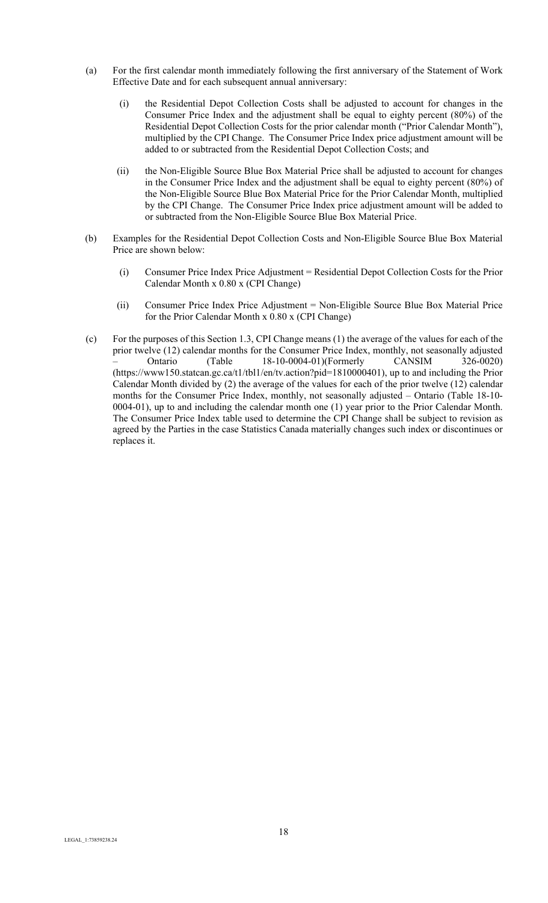(a) For the first calendar month immediately following the first anniversary of the Statement of Work Effective Date and for each subsequent annual anniversary:

   (i) the Residential Depot Collection Costs shall be adjusted to account for changes in the Consumer Price Index and the adjustment shall be equal to eighty percent (80%) of the Residential Depot Collection Costs for the prior calendar month ("Prior Calendar Month"), multiplied by the CPI Change. The Consumer Price Index price adjustment amount will be added to or subtracted from the Residential Depot Collection Costs; and

   (ii) the Non-Eligible Source Blue Box Material Price shall be adjusted to account for changes in the Consumer Price Index and the adjustment shall be equal to eighty percent (80%) of the Non-Eligible Source Blue Box Material Price for the Prior Calendar Month, multiplied by the CPI Change. The Consumer Price Index price adjustment amount will be added to or subtracted from the Non-Eligible Source Blue Box Material Price.

(b) Examples for the Residential Depot Collection Costs and Non-Eligible Source Blue Box Material Price are shown below:

   (i) Consumer Price Index Price Adjustment = Residential Depot Collection Costs for the Prior Calendar Month x 0.80 x (CPI Change)

   (ii) Consumer Price Index Price Adjustment = Non-Eligible Source Blue Box Material Price for the Prior Calendar Month x 0.80 x (CPI Change)

(c) For the purposes of this Section 1.3, CPI Change means (1) the average of the values for each of the prior twelve (12) calendar months for the Consumer Price Index, monthly, not seasonally adjusted – Ontario (Table 18-10-0004-01)(Formerly CANSIM 326-0020) (https://www150.statcan.gc.ca/t1/tbl1/en/tv.action?pid=1810000401), up to and including the Prior Calendar Month divided by (2) the average of the values for each of the prior twelve (12) calendar months for the Consumer Price Index, monthly, not seasonally adjusted – Ontario (Table 18-10-0004-01), up to and including the calendar month one (1) year prior to the Prior Calendar Month. The Consumer Price Index table used to determine the CPI Change shall be subject to revision as agreed by the Parties in the case Statistics Canada materially changes such index or discontinues or replaces it.